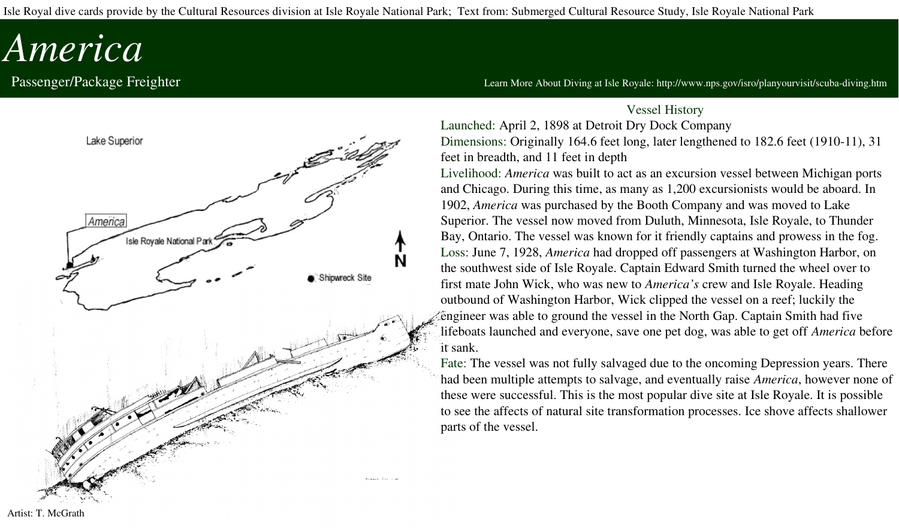Isle Royal dive cards provide by the Cultural Resources division at Isle Royale National Park; Text from: Submerged Cultural Resource Study, Isle Royale National Park

# America

Passenger/Package Freighter

Learn More About Diving at Isle Royale: http://www.nps.gov/isro/planyourvisit/scuba-diving.htm

Lake Superior

America

Isle Royale National Park

N

Shipwreck Site

Artist: T. McGrath

## Vessel History

Launched: April 2, 1898 at Detroit Dry Dock Company

Dimensions: Originally 164.6 feet long, later lengthened to 182.6 feet (1910-11), 31 feet in breadth, and 11 feet in depth

Livelihood: *America* was built to act as an excursion vessel between Michigan ports and Chicago. During this time, as many as 1,200 excursionists would be aboard. In 1902, *America* was purchased by the Booth Company and was moved to Lake Superior. The vessel now moved from Duluth, Minnesota, Isle Royale, to Thunder Bay, Ontario. The vessel was known for it friendly captains and prowess in the fog.

Loss: June 7, 1928, *America* had dropped off passengers at Washington Harbor, on the southwest side of Isle Royale. Captain Edward Smith turned the wheel over to first mate John Wick, who was new to *America's* crew and Isle Royale. Heading outbound of Washington Harbor, Wick clipped the vessel on a reef; luckily the engineer was able to ground the vessel in the North Gap. Captain Smith had five lifeboats launched and everyone, save one pet dog, was able to get off *America* before it sank.

Fate: The vessel was not fully salvaged due to the oncoming Depression years. There had been multiple attempts to salvage, and eventually raise *America*, however none of these were successful. This is the most popular dive site at Isle Royale. It is possible to see the affects of natural site transformation processes. Ice shove affects shallower parts of the vessel.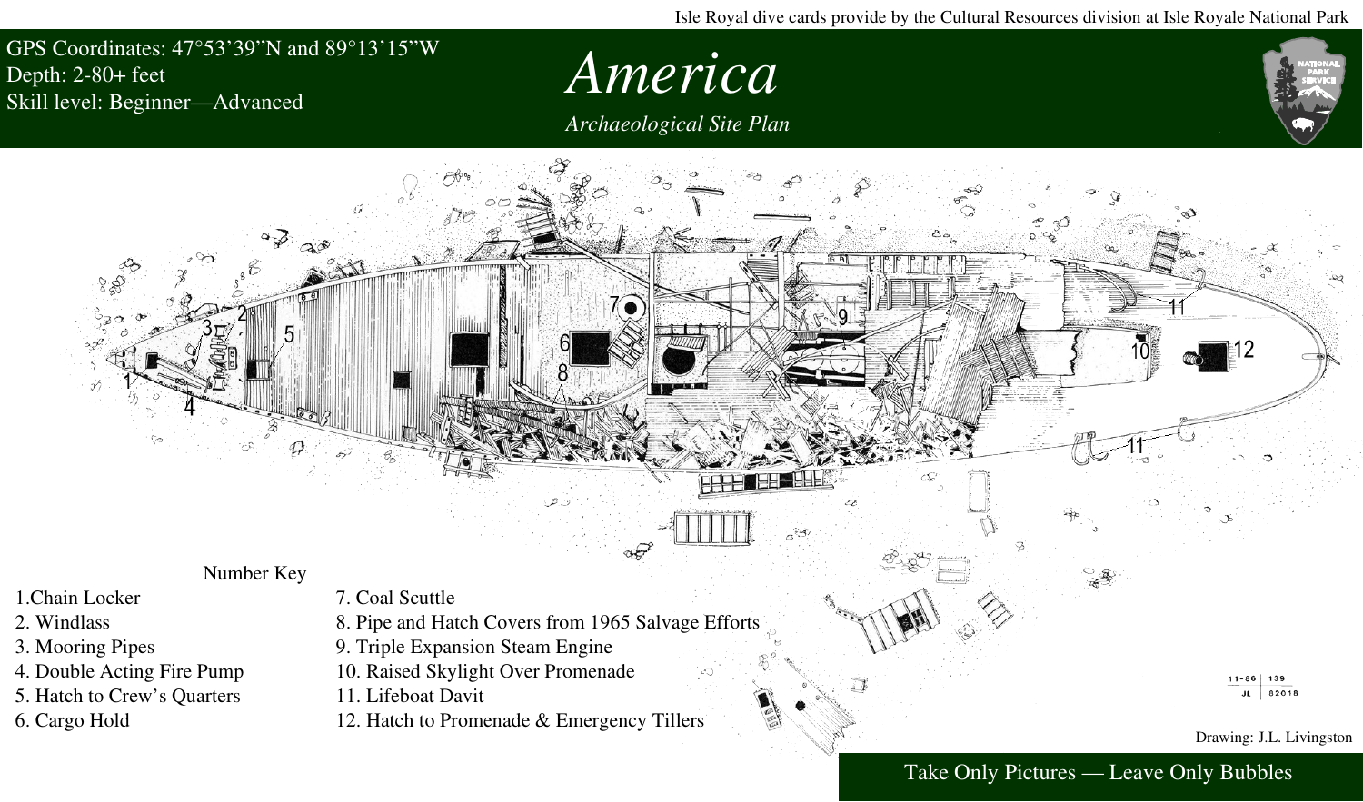Isle Royal dive cards provide by the Cultural Resources division at Isle Royale National Park

GPS Coordinates: 47°53’39”N and 89°13’15”W
Depth: 2-80+ feet
Skill level: Beginner—Advanced

# *America*

*Archaeological Site Plan*

Number Key

1. Chain Locker
2. Windlass
3. Mooring Pipes
4. Double Acting Fire Pump
5. Hatch to Crew’s Quarters
6. Cargo Hold
7. Coal Scuttle
8. Pipe and Hatch Covers from 1965 Salvage Efforts
9. Triple Expansion Steam Engine
10. Raised Skylight Over Promenade
11. Lifeboat Davit
12. Hatch to Promenade & Emergency Tillers

11-86 | 139
JL | 82018

Drawing: J.L. Livingston

Take Only Pictures — Leave Only Bubbles